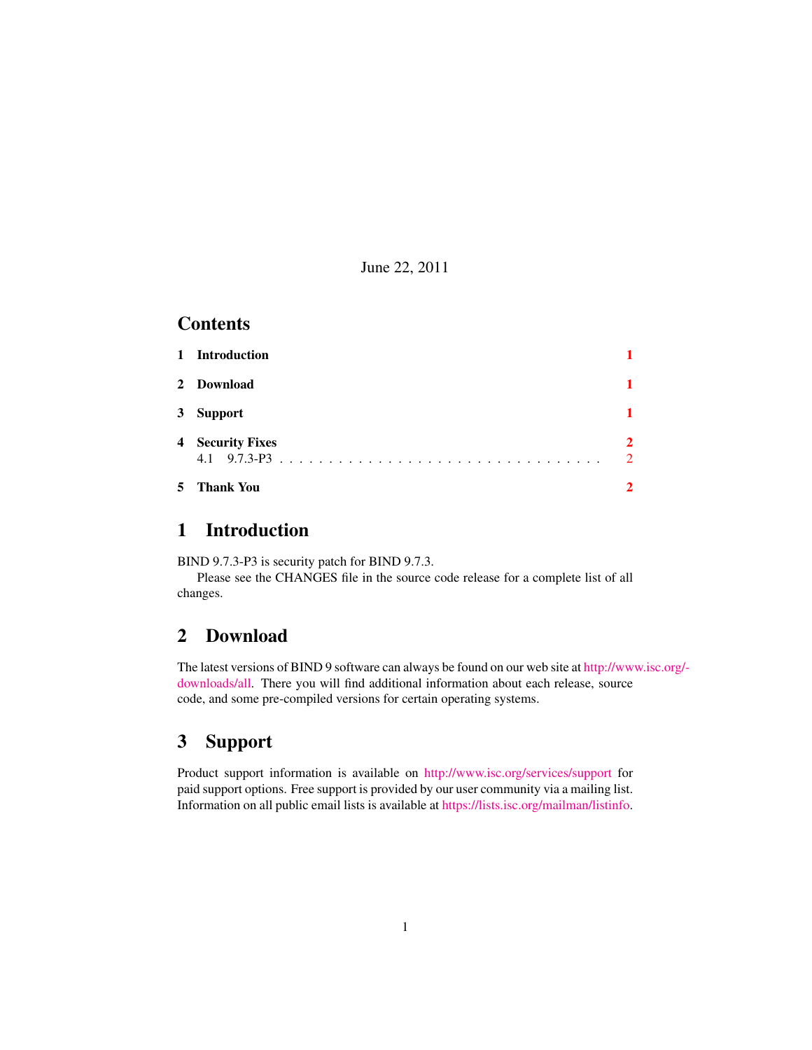June 22, 2011

## Contents

| | | |
|---|---|---|
| 1 | **Introduction** | 1 |
| 2 | **Download** | 1 |
| 3 | **Support** | 1 |
| 4 | **Security Fixes** | 2 |
| | 4.1 9.7.3-P3 | 2 |
| 5 | **Thank You** | 2 |

# 1 Introduction

BIND 9.7.3-P3 is security patch for BIND 9.7.3.

Please see the CHANGES file in the source code release for a complete list of all changes.

# 2 Download

The latest versions of BIND 9 software can always be found on our web site at http://www.isc.org/downloads/all. There you will find additional information about each release, source code, and some pre-compiled versions for certain operating systems.

# 3 Support

Product support information is available on http://www.isc.org/services/support for paid support options. Free support is provided by our user community via a mailing list. Information on all public email lists is available at https://lists.isc.org/mailman/listinfo.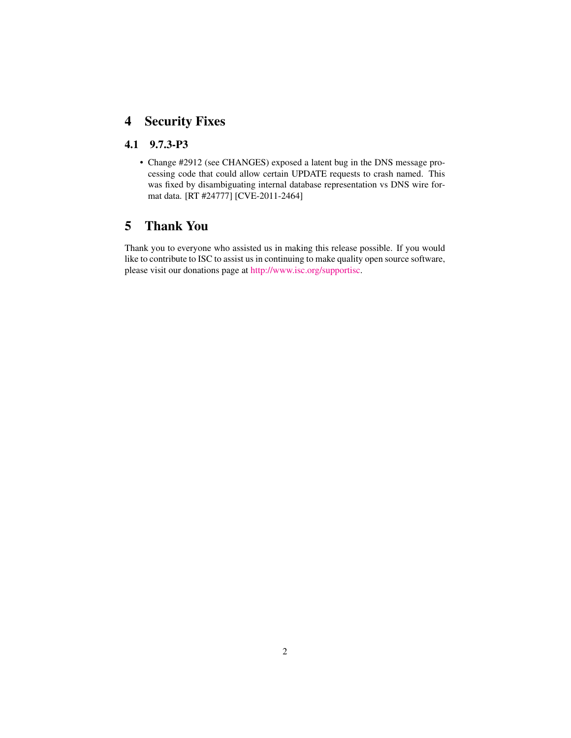## 4 Security Fixes

### 4.1 9.7.3-P3

- Change #2912 (see CHANGES) exposed a latent bug in the DNS message processing code that could allow certain UPDATE requests to crash named. This was fixed by disambiguating internal database representation vs DNS wire format data. [RT #24777] [CVE-2011-2464]

## 5 Thank You

Thank you to everyone who assisted us in making this release possible. If you would like to contribute to ISC to assist us in continuing to make quality open source software, please visit our donations page at http://www.isc.org/supportisc.